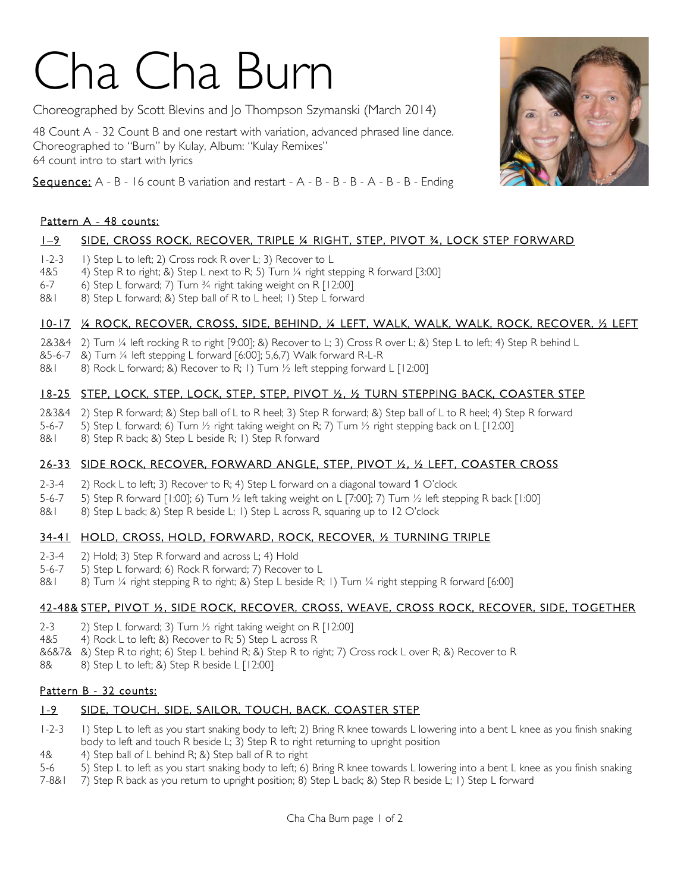# Cha Cha Burn

Choreographed by Scott Blevins and Jo Thompson Szymanski (March 2014)

48 Count A - 32 Count B and one restart with variation, advanced phrased line dance.
Choreographed to "Burn" by Kulay, Album: "Kulay Remixes"
64 count intro to start with lyrics

Sequence: A - B - 16 count B variation and restart - A - B - B - B - A - B - B - Ending

## Pattern A - 48 counts:

### 1–9 SIDE, CROSS ROCK, RECOVER, TRIPLE ¼ RIGHT, STEP, PIVOT ¾, LOCK STEP FORWARD

- 1-2-3 1) Step L to left; 2) Cross rock R over L; 3) Recover to L
- 4&5 4) Step R to right; &) Step L next to R; 5) Turn ¼ right stepping R forward [3:00]
- 6-7 6) Step L forward; 7) Turn ¾ right taking weight on R [12:00]
- 8&1 8) Step L forward; &) Step ball of R to L heel; 1) Step L forward

### 10-17 ¼ ROCK, RECOVER, CROSS, SIDE, BEHIND, ¼ LEFT, WALK, WALK, WALK, ROCK, RECOVER, ½ LEFT

- 2&3&4 2) Turn ¼ left rocking R to right [9:00]; &) Recover to L; 3) Cross R over L; &) Step L to left; 4) Step R behind L
- &5-6-7 &) Turn ¼ left stepping L forward [6:00]; 5,6,7) Walk forward R-L-R
- 8&1 8) Rock L forward; &) Recover to R; 1) Turn ½ left stepping forward L [12:00]

### 18-25 STEP, LOCK, STEP, LOCK, STEP, STEP, PIVOT ½, ½ TURN STEPPING BACK, COASTER STEP

- 2&3&4 2) Step R forward; &) Step ball of L to R heel; 3) Step R forward; &) Step ball of L to R heel; 4) Step R forward
- 5-6-7 5) Step L forward; 6) Turn ½ right taking weight on R; 7) Turn ½ right stepping back on L [12:00]
- 8&1 8) Step R back; &) Step L beside R; 1) Step R forward

### 26-33 SIDE ROCK, RECOVER, FORWARD ANGLE, STEP, PIVOT ½, ½ LEFT, COASTER CROSS

- 2-3-4 2) Rock L to left; 3) Recover to R; 4) Step L forward on a diagonal toward 1 O'clock
- 5-6-7 5) Step R forward [1:00]; 6) Turn ½ left taking weight on L [7:00]; 7) Turn ½ left stepping R back [1:00]
- 8&1 8) Step L back; &) Step R beside L; 1) Step L across R, squaring up to 12 O'clock

### 34-41 HOLD, CROSS, HOLD, FORWARD, ROCK, RECOVER, ½ TURNING TRIPLE

- 2-3-4 2) Hold; 3) Step R forward and across L; 4) Hold
- 5-6-7 5) Step L forward; 6) Rock R forward; 7) Recover to L
- 8&1 8) Turn ¼ right stepping R to right; &) Step L beside R; 1) Turn ¼ right stepping R forward [6:00]

### 42-48& STEP, PIVOT ½, SIDE ROCK, RECOVER, CROSS, WEAVE, CROSS ROCK, RECOVER, SIDE, TOGETHER

- 2-3 2) Step L forward; 3) Turn ½ right taking weight on R [12:00]
- 4&5 4) Rock L to left; &) Recover to R; 5) Step L across R
- &6&7& &) Step R to right; 6) Step L behind R; &) Step R to right; 7) Cross rock L over R; &) Recover to R
- 8& 8) Step L to left; &) Step R beside L [12:00]

## Pattern B - 32 counts:

### 1-9 SIDE, TOUCH, SIDE, SAILOR, TOUCH, BACK, COASTER STEP

- 1-2-3 1) Step L to left as you start snaking body to left; 2) Bring R knee towards L lowering into a bent L knee as you finish snaking body to left and touch R beside L; 3) Step R to right returning to upright position
- 4& 4) Step ball of L behind R; &) Step ball of R to right
- 5-6 5) Step L to left as you start snaking body to left; 6) Bring R knee towards L lowering into a bent L knee as you finish snaking
- 7-8&1 7) Step R back as you return to upright position; 8) Step L back; &) Step R beside L; 1) Step L forward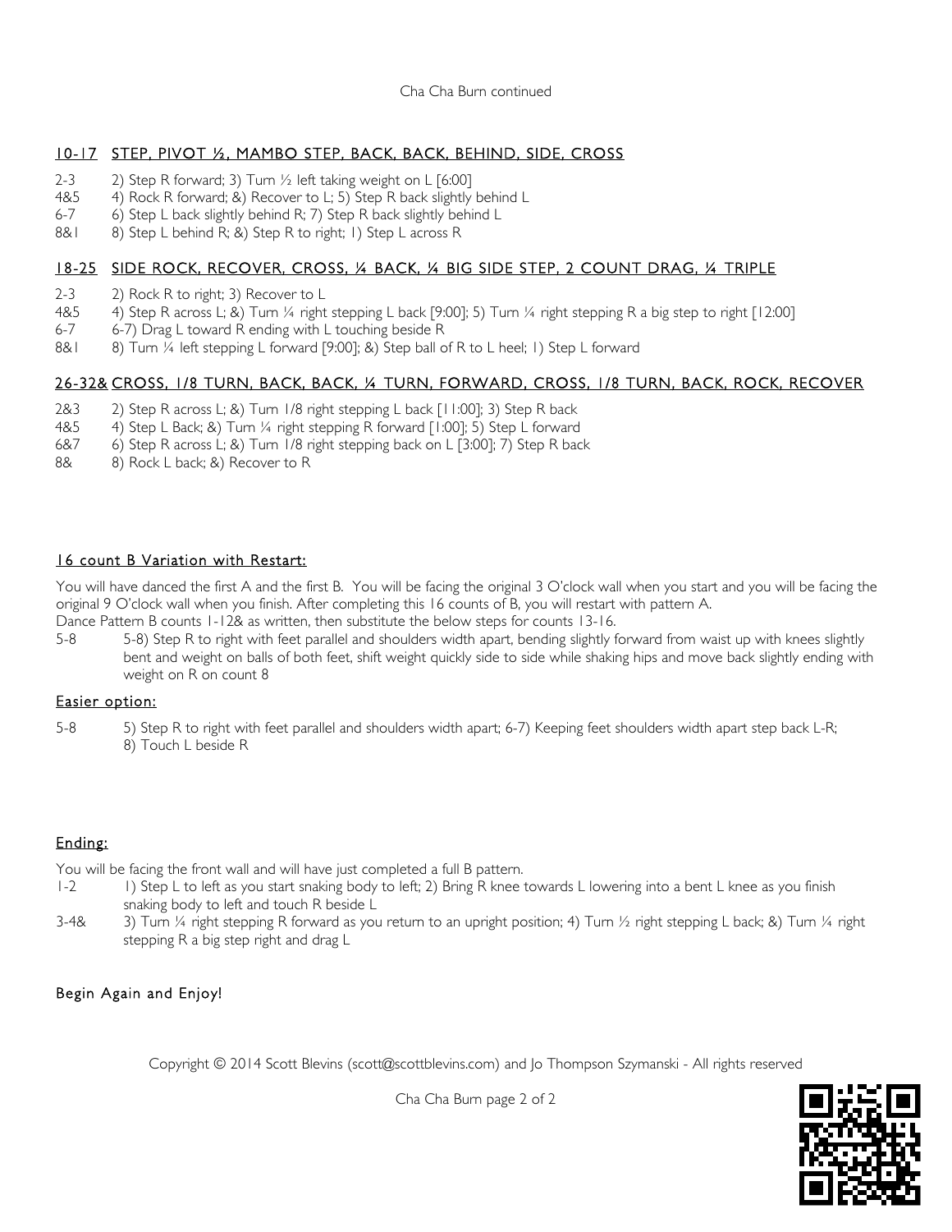Cha Cha Burn continued

## 10-17 STEP, PIVOT ½, MAMBO STEP, BACK, BACK, BEHIND, SIDE, CROSS

| | |
|---|---|
| 2-3 | 2) Step R forward; 3) Turn ½ left taking weight on L [6:00] |
| 4&5 | 4) Rock R forward; &) Recover to L; 5) Step R back slightly behind L |
| 6-7 | 6) Step L back slightly behind R; 7) Step R back slightly behind L |
| 8&1 | 8) Step L behind R; &) Step R to right; 1) Step L across R |

## 18-25 SIDE ROCK, RECOVER, CROSS, ¼ BACK, ¼ BIG SIDE STEP, 2 COUNT DRAG, ¼ TRIPLE

| | |
|---|---|
| 2-3 | 2) Rock R to right; 3) Recover to L |
| 4&5 | 4) Step R across L; &) Turn ¼ right stepping L back [9:00]; 5) Turn ¼ right stepping R a big step to right [12:00] |
| 6-7 | 6-7) Drag L toward R ending with L touching beside R |
| 8&1 | 8) Turn ¼ left stepping L forward [9:00]; &) Step ball of R to L heel; 1) Step L forward |

## 26-32& CROSS, 1/8 TURN, BACK, BACK, ¼ TURN, FORWARD, CROSS, 1/8 TURN, BACK, ROCK, RECOVER

| | |
|---|---|
| 2&3 | 2) Step R across L; &) Turn 1/8 right stepping L back [11:00]; 3) Step R back |
| 4&5 | 4) Step L Back; &) Turn ¼ right stepping R forward [1:00]; 5) Step L forward |
| 6&7 | 6) Step R across L; &) Turn 1/8 right stepping back on L [3:00]; 7) Step R back |
| 8& | 8) Rock L back; &) Recover to R |

## 16 count B Variation with Restart:

You will have danced the first A and the first B. You will be facing the original 3 O'clock wall when you start and you will be facing the original 9 O'clock wall when you finish. After completing this 16 counts of B, you will restart with pattern A.

Dance Pattern B counts 1-12& as written, then substitute the below steps for counts 13-16.

| | |
|---|---|
| 5-8 | 5-8) Step R to right with feet parallel and shoulders width apart, bending slightly forward from waist up with knees slightly bent and weight on balls of both feet, shift weight quickly side to side while shaking hips and move back slightly ending with weight on R on count 8 |

## Easier option:

| | |
|---|---|
| 5-8 | 5) Step R to right with feet parallel and shoulders width apart; 6-7) Keeping feet shoulders width apart step back L-R; 8) Touch L beside R |

## Ending:

You will be facing the front wall and will have just completed a full B pattern.

| | |
|---|---|
| 1-2 | 1) Step L to left as you start snaking body to left; 2) Bring R knee towards L lowering into a bent L knee as you finish snaking body to left and touch R beside L |
| 3-4& | 3) Turn ¼ right stepping R forward as you return to an upright position; 4) Turn ½ right stepping L back; &) Turn ¼ right stepping R a big step right and drag L |

**Begin Again and Enjoy!**

Copyright © 2014 Scott Blevins (scott@scottblevins.com) and Jo Thompson Szymanski - All rights reserved